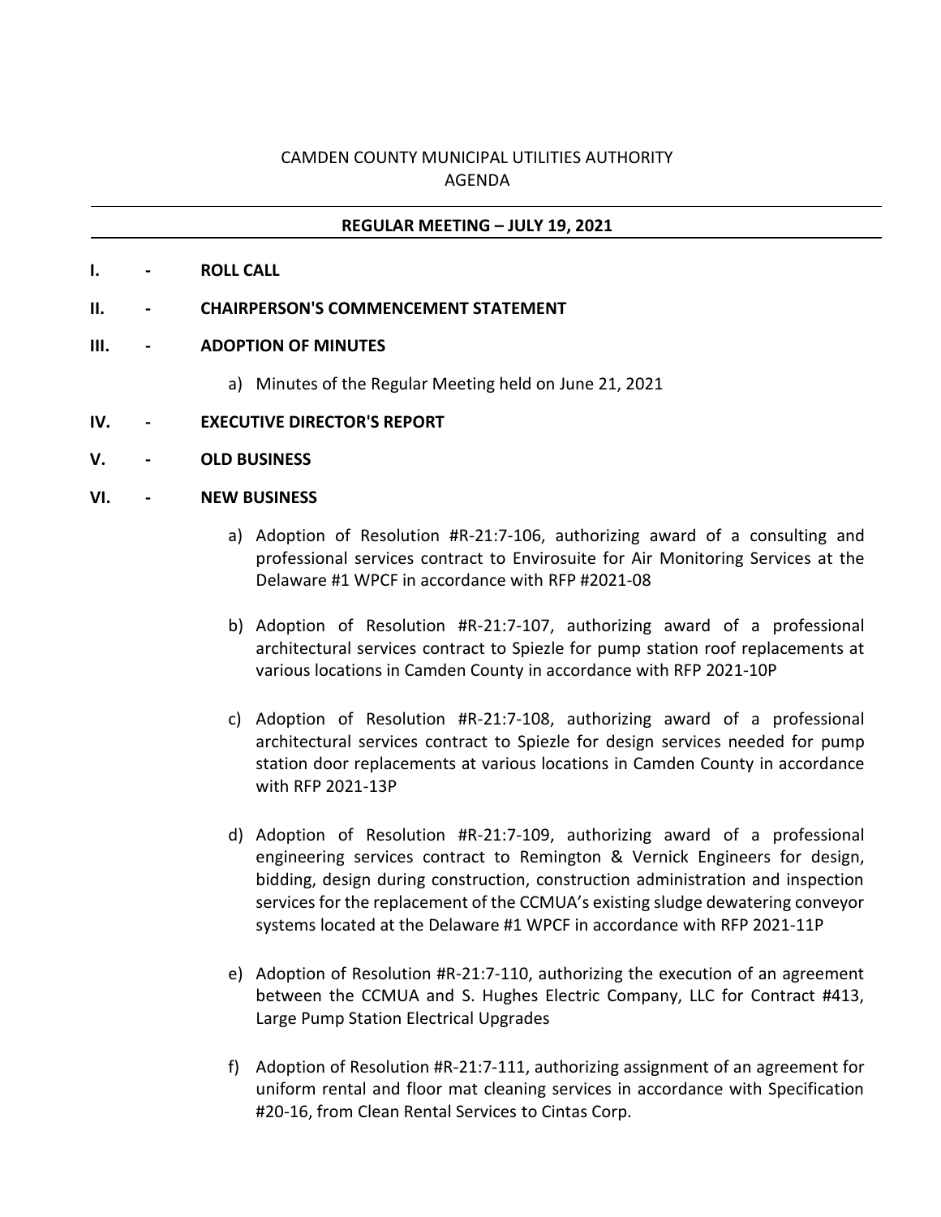# CAMDEN COUNTY MUNICIPAL UTILITIES AUTHORITY
## AGENDA

---

**REGULAR MEETING – JULY 19, 2021**

---

**I. - ROLL CALL**

**II. - CHAIRPERSON'S COMMENCEMENT STATEMENT**

**III. - ADOPTION OF MINUTES**

a) Minutes of the Regular Meeting held on June 21, 2021

**IV. - EXECUTIVE DIRECTOR'S REPORT**

**V. - OLD BUSINESS**

**VI. - NEW BUSINESS**

a) Adoption of Resolution #R-21:7-106, authorizing award of a consulting and professional services contract to Envirosuite for Air Monitoring Services at the Delaware #1 WPCF in accordance with RFP #2021-08

b) Adoption of Resolution #R-21:7-107, authorizing award of a professional architectural services contract to Spiezle for pump station roof replacements at various locations in Camden County in accordance with RFP 2021-10P

c) Adoption of Resolution #R-21:7-108, authorizing award of a professional architectural services contract to Spiezle for design services needed for pump station door replacements at various locations in Camden County in accordance with RFP 2021-13P

d) Adoption of Resolution #R-21:7-109, authorizing award of a professional engineering services contract to Remington & Vernick Engineers for design, bidding, design during construction, construction administration and inspection services for the replacement of the CCMUA's existing sludge dewatering conveyor systems located at the Delaware #1 WPCF in accordance with RFP 2021-11P

e) Adoption of Resolution #R-21:7-110, authorizing the execution of an agreement between the CCMUA and S. Hughes Electric Company, LLC for Contract #413, Large Pump Station Electrical Upgrades

f) Adoption of Resolution #R-21:7-111, authorizing assignment of an agreement for uniform rental and floor mat cleaning services in accordance with Specification #20-16, from Clean Rental Services to Cintas Corp.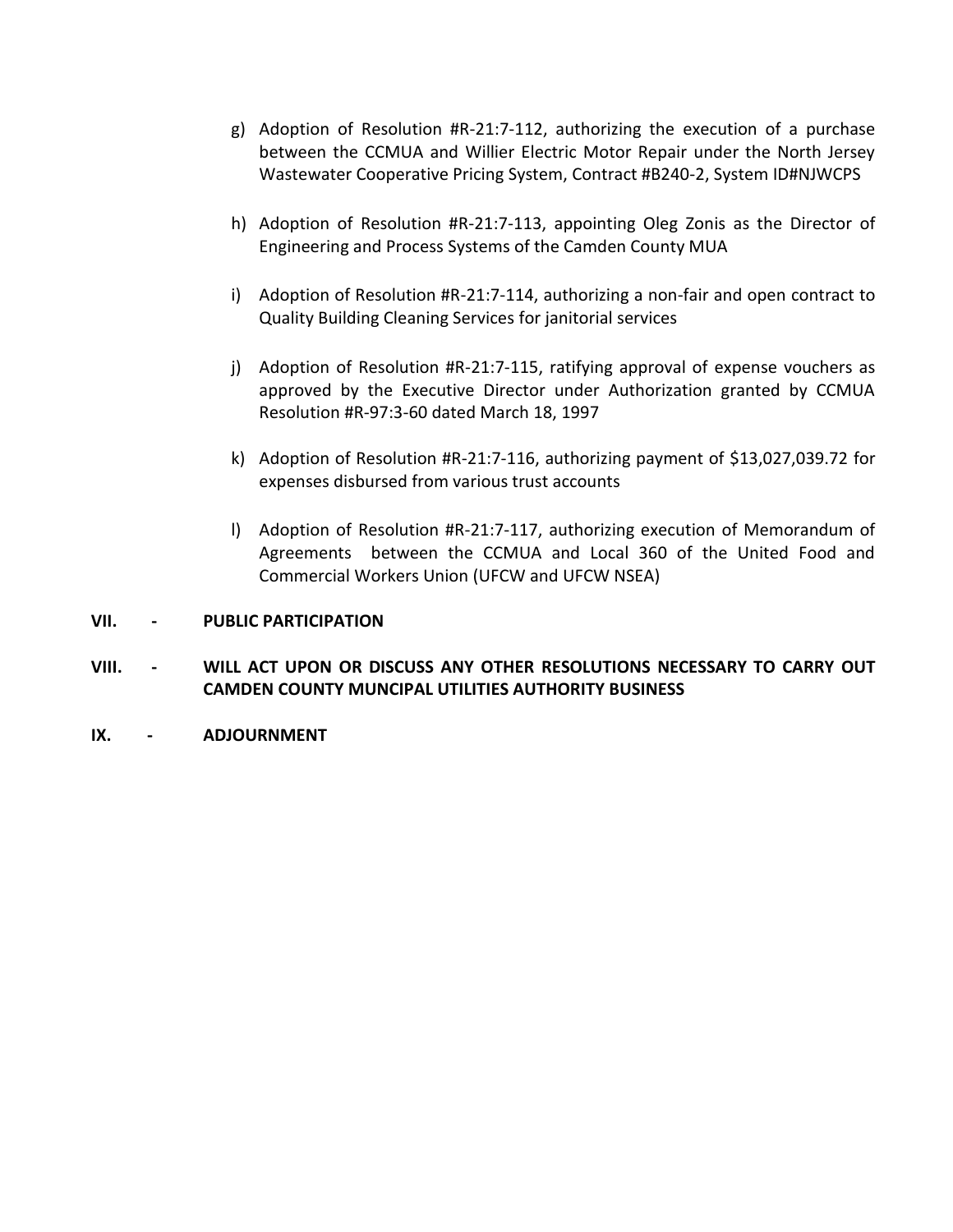g) Adoption of Resolution #R-21:7-112, authorizing the execution of a purchase between the CCMUA and Willier Electric Motor Repair under the North Jersey Wastewater Cooperative Pricing System, Contract #B240-2, System ID#NJWCPS

h) Adoption of Resolution #R-21:7-113, appointing Oleg Zonis as the Director of Engineering and Process Systems of the Camden County MUA

i) Adoption of Resolution #R-21:7-114, authorizing a non-fair and open contract to Quality Building Cleaning Services for janitorial services

j) Adoption of Resolution #R-21:7-115, ratifying approval of expense vouchers as approved by the Executive Director under Authorization granted by CCMUA Resolution #R-97:3-60 dated March 18, 1997

k) Adoption of Resolution #R-21:7-116, authorizing payment of $13,027,039.72 for expenses disbursed from various trust accounts

l) Adoption of Resolution #R-21:7-117, authorizing execution of Memorandum of Agreements between the CCMUA and Local 360 of the United Food and Commercial Workers Union (UFCW and UFCW NSEA)

**VII. - PUBLIC PARTICIPATION**

**VIII. - WILL ACT UPON OR DISCUSS ANY OTHER RESOLUTIONS NECESSARY TO CARRY OUT CAMDEN COUNTY MUNCIPAL UTILITIES AUTHORITY BUSINESS**

**IX. - ADJOURNMENT**